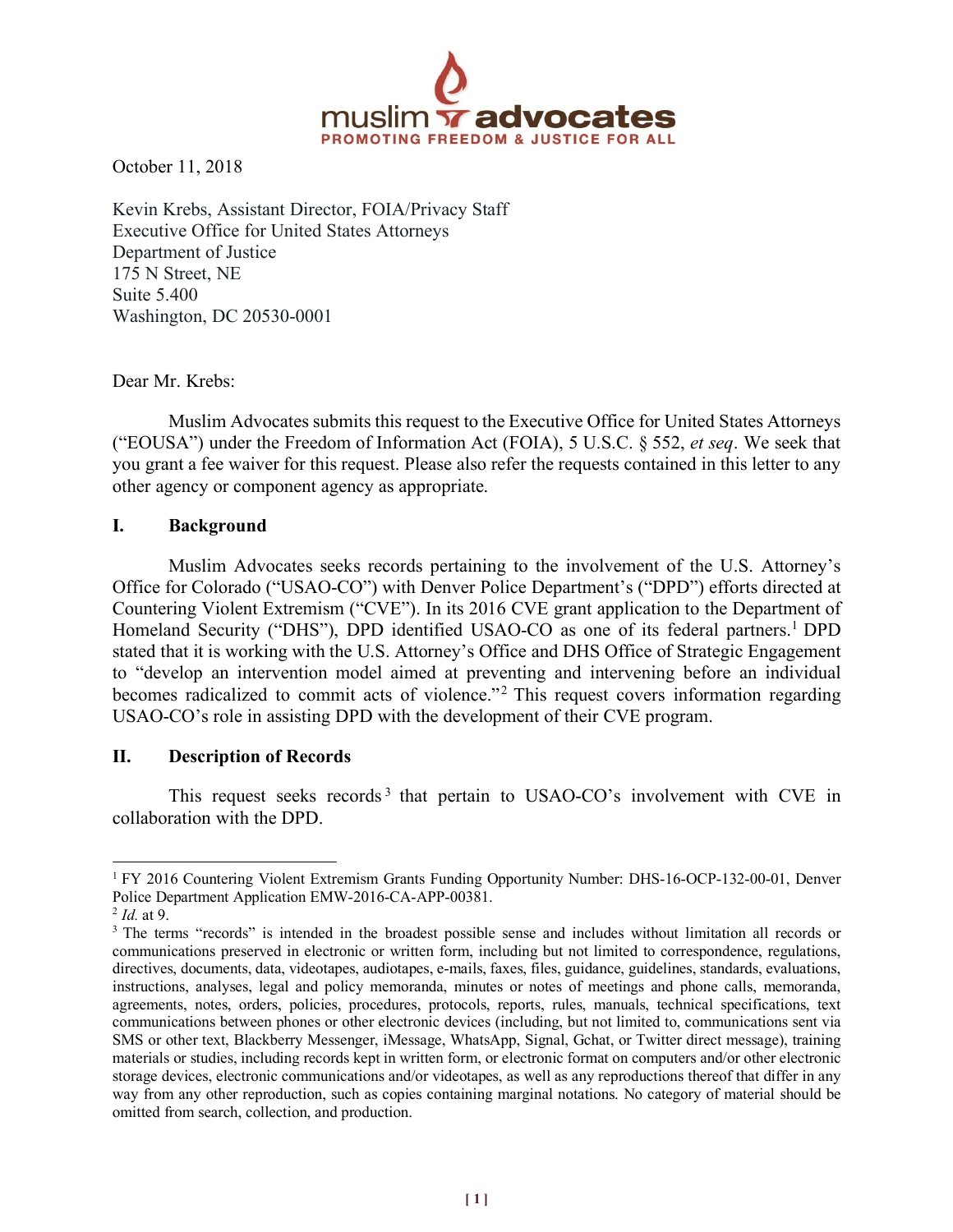muslim advocates
PROMOTING FREEDOM & JUSTICE FOR ALL

October 11, 2018

Kevin Krebs, Assistant Director, FOIA/Privacy Staff
Executive Office for United States Attorneys
Department of Justice
175 N Street, NE
Suite 5.400
Washington, DC 20530-0001

Dear Mr. Krebs:

Muslim Advocates submits this request to the Executive Office for United States Attorneys ("EOUSA") under the Freedom of Information Act (FOIA), 5 U.S.C. § 552, *et seq*. We seek that you grant a fee waiver for this request. Please also refer the requests contained in this letter to any other agency or component agency as appropriate.

## I. Background

Muslim Advocates seeks records pertaining to the involvement of the U.S. Attorney's Office for Colorado ("USAO-CO") with Denver Police Department's ("DPD") efforts directed at Countering Violent Extremism ("CVE"). In its 2016 CVE grant application to the Department of Homeland Security ("DHS"), DPD identified USAO-CO as one of its federal partners.[1] DPD stated that it is working with the U.S. Attorney's Office and DHS Office of Strategic Engagement to "develop an intervention model aimed at preventing and intervening before an individual becomes radicalized to commit acts of violence."[2] This request covers information regarding USAO-CO's role in assisting DPD with the development of their CVE program.

## II. Description of Records

This request seeks records[3] that pertain to USAO-CO's involvement with CVE in collaboration with the DPD.

---

[1] FY 2016 Countering Violent Extremism Grants Funding Opportunity Number: DHS-16-OCP-132-00-01, Denver Police Department Application EMW-2016-CA-APP-00381.

[2] *Id.* at 9.

[3] The terms "records" is intended in the broadest possible sense and includes without limitation all records or communications preserved in electronic or written form, including but not limited to correspondence, regulations, directives, documents, data, videotapes, audiotapes, e-mails, faxes, files, guidance, guidelines, standards, evaluations, instructions, analyses, legal and policy memoranda, minutes or notes of meetings and phone calls, memoranda, agreements, notes, orders, policies, procedures, protocols, reports, rules, manuals, technical specifications, text communications between phones or other electronic devices (including, but not limited to, communications sent via SMS or other text, Blackberry Messenger, iMessage, WhatsApp, Signal, Gchat, or Twitter direct message), training materials or studies, including records kept in written form, or electronic format on computers and/or other electronic storage devices, electronic communications and/or videotapes, as well as any reproductions thereof that differ in any way from any other reproduction, such as copies containing marginal notations. No category of material should be omitted from search, collection, and production.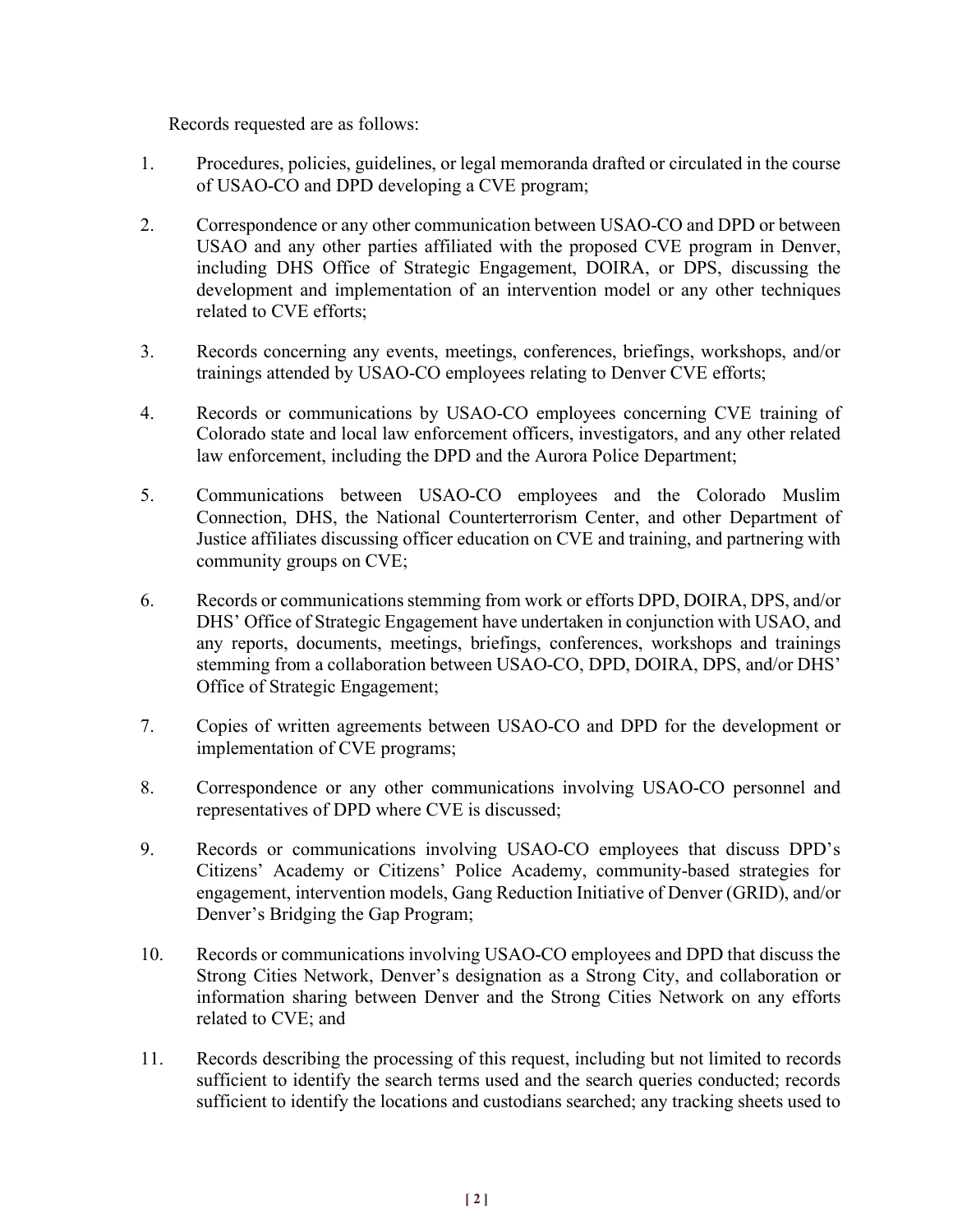Records requested are as follows:

1. Procedures, policies, guidelines, or legal memoranda drafted or circulated in the course of USAO-CO and DPD developing a CVE program;

2. Correspondence or any other communication between USAO-CO and DPD or between USAO and any other parties affiliated with the proposed CVE program in Denver, including DHS Office of Strategic Engagement, DOIRA, or DPS, discussing the development and implementation of an intervention model or any other techniques related to CVE efforts;

3. Records concerning any events, meetings, conferences, briefings, workshops, and/or trainings attended by USAO-CO employees relating to Denver CVE efforts;

4. Records or communications by USAO-CO employees concerning CVE training of Colorado state and local law enforcement officers, investigators, and any other related law enforcement, including the DPD and the Aurora Police Department;

5. Communications between USAO-CO employees and the Colorado Muslim Connection, DHS, the National Counterterrorism Center, and other Department of Justice affiliates discussing officer education on CVE and training, and partnering with community groups on CVE;

6. Records or communications stemming from work or efforts DPD, DOIRA, DPS, and/or DHS' Office of Strategic Engagement have undertaken in conjunction with USAO, and any reports, documents, meetings, briefings, conferences, workshops and trainings stemming from a collaboration between USAO-CO, DPD, DOIRA, DPS, and/or DHS' Office of Strategic Engagement;

7. Copies of written agreements between USAO-CO and DPD for the development or implementation of CVE programs;

8. Correspondence or any other communications involving USAO-CO personnel and representatives of DPD where CVE is discussed;

9. Records or communications involving USAO-CO employees that discuss DPD's Citizens' Academy or Citizens' Police Academy, community-based strategies for engagement, intervention models, Gang Reduction Initiative of Denver (GRID), and/or Denver's Bridging the Gap Program;

10. Records or communications involving USAO-CO employees and DPD that discuss the Strong Cities Network, Denver's designation as a Strong City, and collaboration or information sharing between Denver and the Strong Cities Network on any efforts related to CVE; and

11. Records describing the processing of this request, including but not limited to records sufficient to identify the search terms used and the search queries conducted; records sufficient to identify the locations and custodians searched; any tracking sheets used to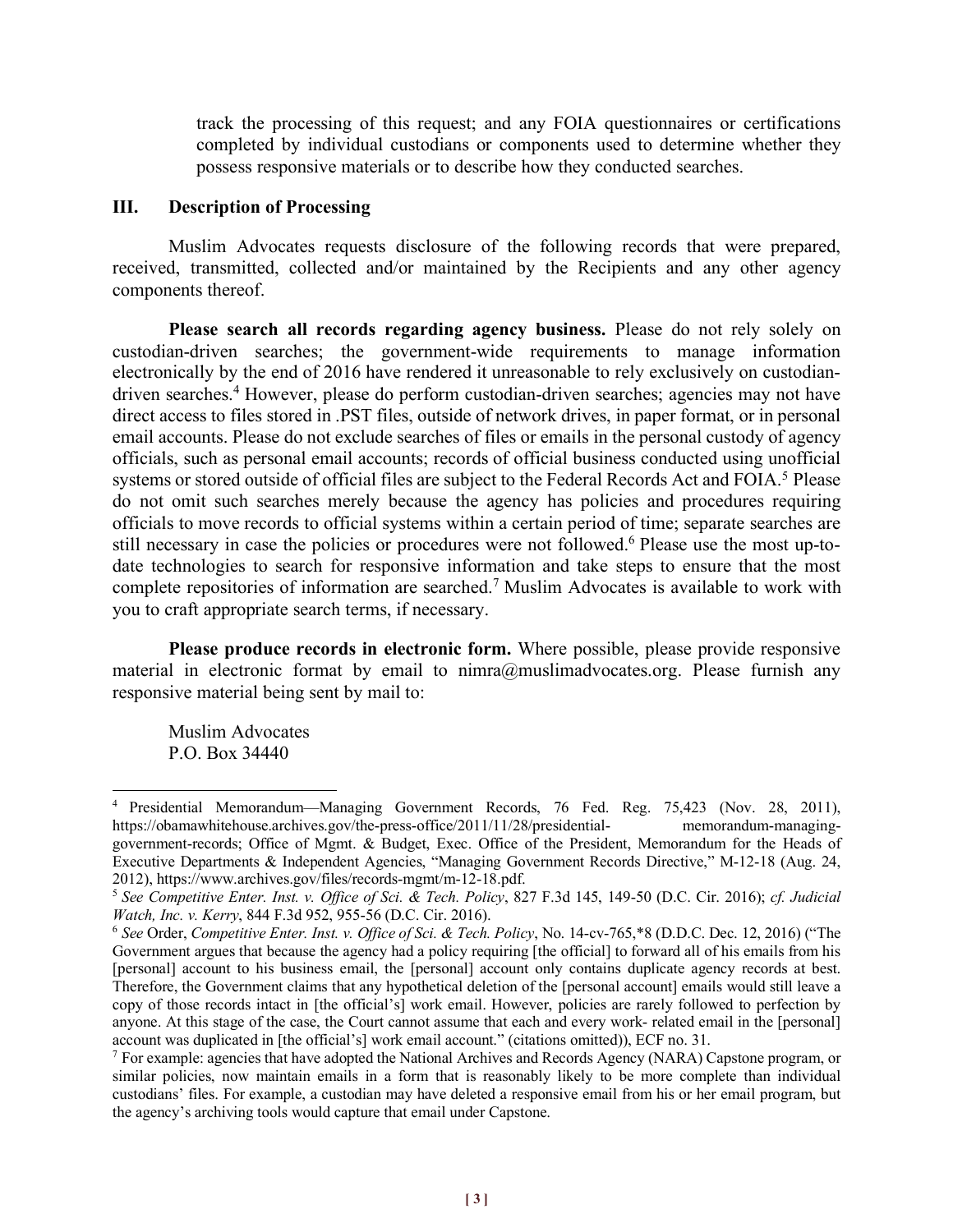track the processing of this request; and any FOIA questionnaires or certifications completed by individual custodians or components used to determine whether they possess responsive materials or to describe how they conducted searches.

## III. Description of Processing

Muslim Advocates requests disclosure of the following records that were prepared, received, transmitted, collected and/or maintained by the Recipients and any other agency components thereof.

**Please search all records regarding agency business.** Please do not rely solely on custodian-driven searches; the government-wide requirements to manage information electronically by the end of 2016 have rendered it unreasonable to rely exclusively on custodian-driven searches.[4] However, please do perform custodian-driven searches; agencies may not have direct access to files stored in .PST files, outside of network drives, in paper format, or in personal email accounts. Please do not exclude searches of files or emails in the personal custody of agency officials, such as personal email accounts; records of official business conducted using unofficial systems or stored outside of official files are subject to the Federal Records Act and FOIA.[5] Please do not omit such searches merely because the agency has policies and procedures requiring officials to move records to official systems within a certain period of time; separate searches are still necessary in case the policies or procedures were not followed.[6] Please use the most up-to-date technologies to search for responsive information and take steps to ensure that the most complete repositories of information are searched.[7] Muslim Advocates is available to work with you to craft appropriate search terms, if necessary.

**Please produce records in electronic form.** Where possible, please provide responsive material in electronic format by email to nimra@muslimadvocates.org. Please furnish any responsive material being sent by mail to:

Muslim Advocates
P.O. Box 34440

---

[4] Presidential Memorandum—Managing Government Records, 76 Fed. Reg. 75,423 (Nov. 28, 2011), https://obamawhitehouse.archives.gov/the-press-office/2011/11/28/presidential-memorandum-managing-government-records; Office of Mgmt. & Budget, Exec. Office of the President, Memorandum for the Heads of Executive Departments & Independent Agencies, "Managing Government Records Directive," M-12-18 (Aug. 24, 2012), https://www.archives.gov/files/records-mgmt/m-12-18.pdf.

[5] *See Competitive Enter. Inst. v. Office of Sci. & Tech. Policy*, 827 F.3d 145, 149-50 (D.C. Cir. 2016); *cf. Judicial Watch, Inc. v. Kerry*, 844 F.3d 952, 955-56 (D.C. Cir. 2016).

[6] *See* Order, *Competitive Enter. Inst. v. Office of Sci. & Tech. Policy*, No. 14-cv-765,*8 (D.D.C. Dec. 12, 2016) ("The Government argues that because the agency had a policy requiring [the official] to forward all of his emails from his [personal] account to his business email, the [personal] account only contains duplicate agency records at best. Therefore, the Government claims that any hypothetical deletion of the [personal account] emails would still leave a copy of those records intact in [the official's] work email. However, policies are rarely followed to perfection by anyone. At this stage of the case, the Court cannot assume that each and every work- related email in the [personal] account was duplicated in [the official's] work email account." (citations omitted)), ECF no. 31.

[7] For example: agencies that have adopted the National Archives and Records Agency (NARA) Capstone program, or similar policies, now maintain emails in a form that is reasonably likely to be more complete than individual custodians' files. For example, a custodian may have deleted a responsive email from his or her email program, but the agency's archiving tools would capture that email under Capstone.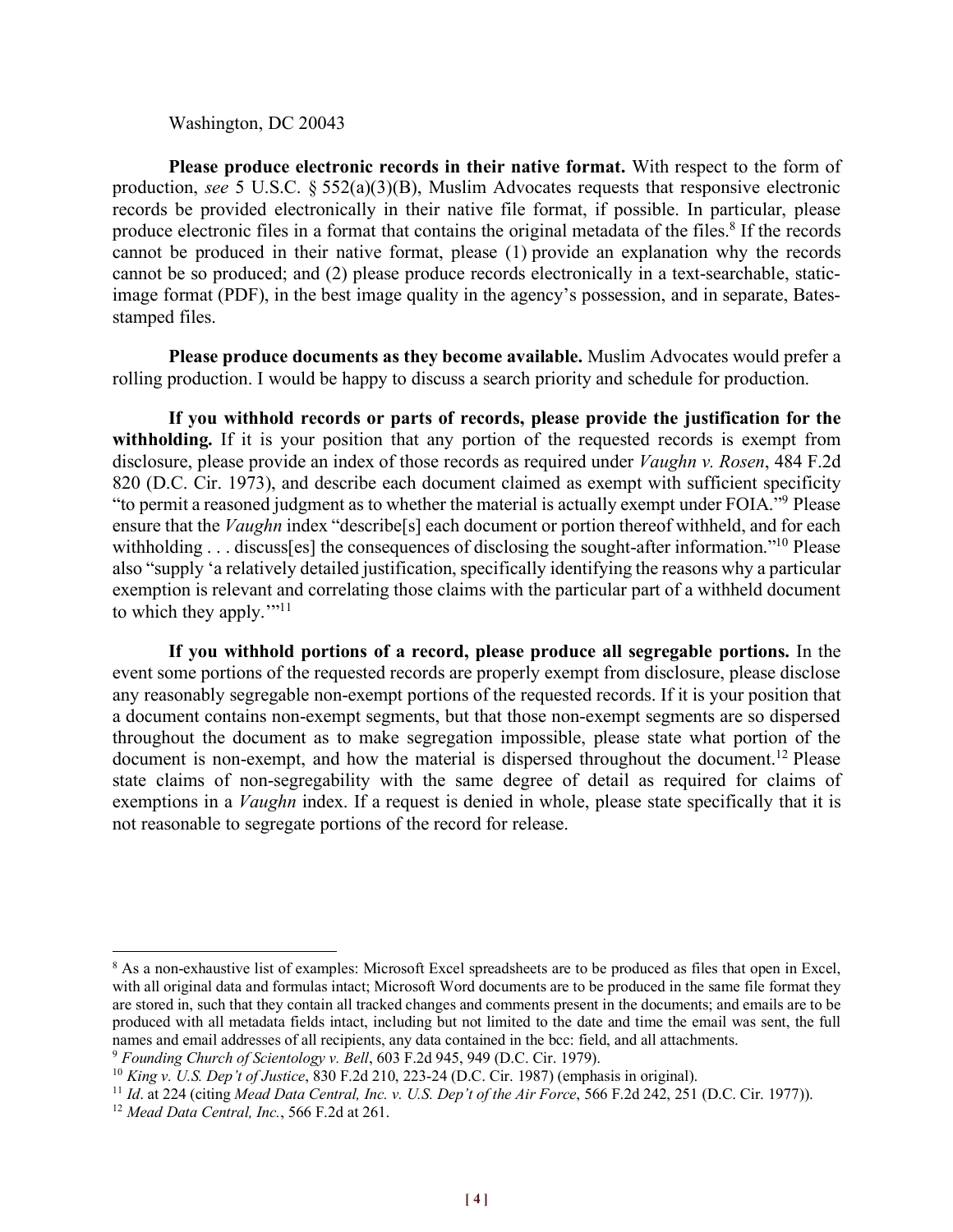Washington, DC 20043

**Please produce electronic records in their native format.** With respect to the form of production, *see* 5 U.S.C. § 552(a)(3)(B), Muslim Advocates requests that responsive electronic records be provided electronically in their native file format, if possible. In particular, please produce electronic files in a format that contains the original metadata of the files.[8] If the records cannot be produced in their native format, please (1) provide an explanation why the records cannot be so produced; and (2) please produce records electronically in a text-searchable, static-image format (PDF), in the best image quality in the agency's possession, and in separate, Bates-stamped files.

**Please produce documents as they become available.** Muslim Advocates would prefer a rolling production. I would be happy to discuss a search priority and schedule for production.

**If you withhold records or parts of records, please provide the justification for the withholding.** If it is your position that any portion of the requested records is exempt from disclosure, please provide an index of those records as required under *Vaughn v. Rosen*, 484 F.2d 820 (D.C. Cir. 1973), and describe each document claimed as exempt with sufficient specificity "to permit a reasoned judgment as to whether the material is actually exempt under FOIA."[9] Please ensure that the *Vaughn* index "describe[s] each document or portion thereof withheld, and for each withholding . . . discuss[es] the consequences of disclosing the sought-after information."[10] Please also "supply 'a relatively detailed justification, specifically identifying the reasons why a particular exemption is relevant and correlating those claims with the particular part of a withheld document to which they apply.'"[11]

**If you withhold portions of a record, please produce all segregable portions.** In the event some portions of the requested records are properly exempt from disclosure, please disclose any reasonably segregable non-exempt portions of the requested records. If it is your position that a document contains non-exempt segments, but that those non-exempt segments are so dispersed throughout the document as to make segregation impossible, please state what portion of the document is non-exempt, and how the material is dispersed throughout the document.[12] Please state claims of non-segregability with the same degree of detail as required for claims of exemptions in a *Vaughn* index. If a request is denied in whole, please state specifically that it is not reasonable to segregate portions of the record for release.

---

[8] As a non-exhaustive list of examples: Microsoft Excel spreadsheets are to be produced as files that open in Excel, with all original data and formulas intact; Microsoft Word documents are to be produced in the same file format they are stored in, such that they contain all tracked changes and comments present in the documents; and emails are to be produced with all metadata fields intact, including but not limited to the date and time the email was sent, the full names and email addresses of all recipients, any data contained in the bcc: field, and all attachments.

[9] *Founding Church of Scientology v. Bell*, 603 F.2d 945, 949 (D.C. Cir. 1979).

[10] *King v. U.S. Dep't of Justice*, 830 F.2d 210, 223-24 (D.C. Cir. 1987) (emphasis in original).

[11] *Id*. at 224 (citing *Mead Data Central, Inc. v. U.S. Dep't of the Air Force*, 566 F.2d 242, 251 (D.C. Cir. 1977)).

[12] *Mead Data Central, Inc.*, 566 F.2d at 261.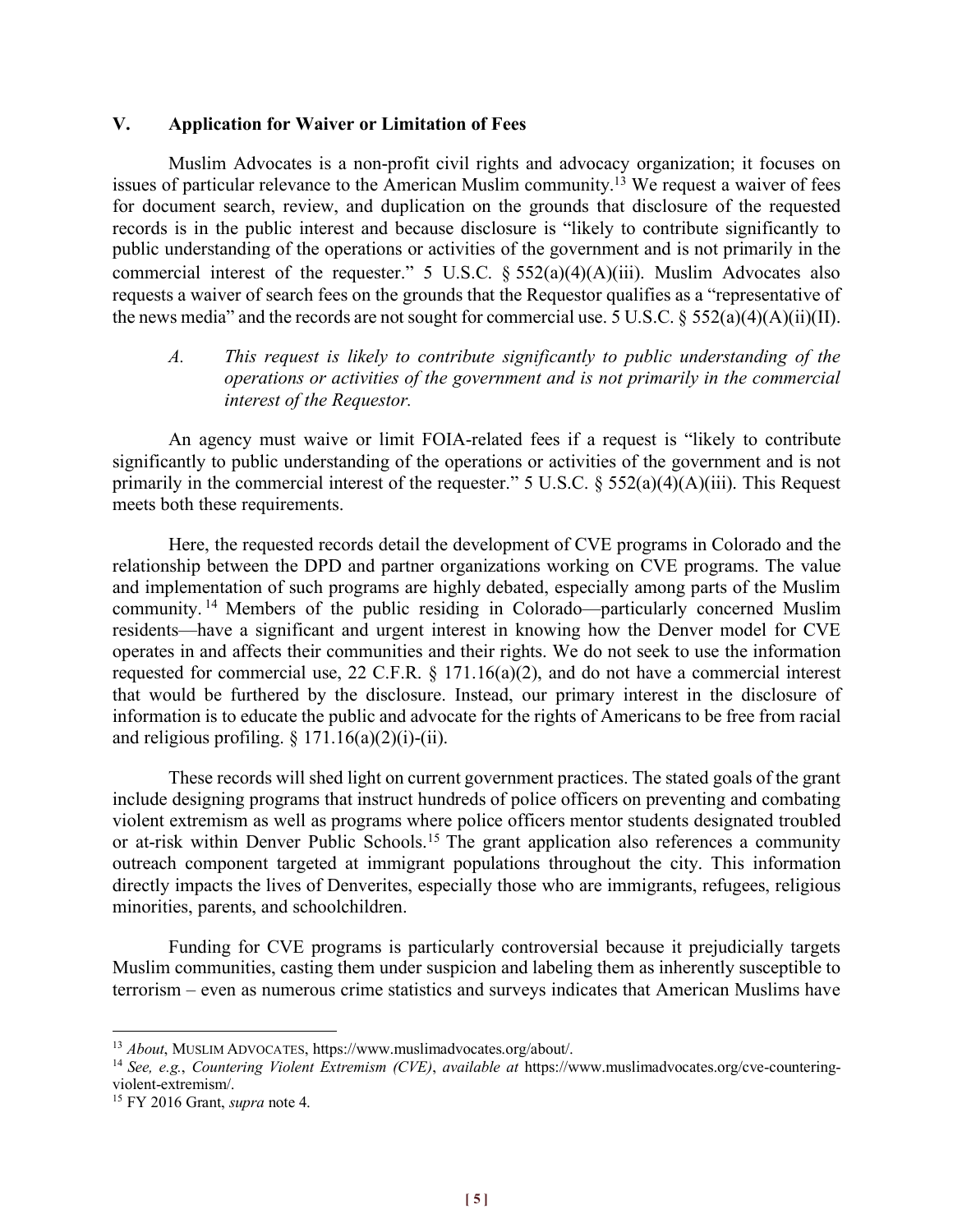## V. Application for Waiver or Limitation of Fees

Muslim Advocates is a non-profit civil rights and advocacy organization; it focuses on issues of particular relevance to the American Muslim community.[13] We request a waiver of fees for document search, review, and duplication on the grounds that disclosure of the requested records is in the public interest and because disclosure is "likely to contribute significantly to public understanding of the operations or activities of the government and is not primarily in the commercial interest of the requester." 5 U.S.C. § 552(a)(4)(A)(iii). Muslim Advocates also requests a waiver of search fees on the grounds that the Requestor qualifies as a "representative of the news media" and the records are not sought for commercial use. 5 U.S.C. § 552(a)(4)(A)(ii)(II).

### *A. This request is likely to contribute significantly to public understanding of the operations or activities of the government and is not primarily in the commercial interest of the Requestor.*

An agency must waive or limit FOIA-related fees if a request is "likely to contribute significantly to public understanding of the operations or activities of the government and is not primarily in the commercial interest of the requester." 5 U.S.C. § 552(a)(4)(A)(iii). This Request meets both these requirements.

Here, the requested records detail the development of CVE programs in Colorado and the relationship between the DPD and partner organizations working on CVE programs. The value and implementation of such programs are highly debated, especially among parts of the Muslim community.[14] Members of the public residing in Colorado—particularly concerned Muslim residents—have a significant and urgent interest in knowing how the Denver model for CVE operates in and affects their communities and their rights. We do not seek to use the information requested for commercial use, 22 C.F.R. § 171.16(a)(2), and do not have a commercial interest that would be furthered by the disclosure. Instead, our primary interest in the disclosure of information is to educate the public and advocate for the rights of Americans to be free from racial and religious profiling. § 171.16(a)(2)(i)-(ii).

These records will shed light on current government practices. The stated goals of the grant include designing programs that instruct hundreds of police officers on preventing and combating violent extremism as well as programs where police officers mentor students designated troubled or at-risk within Denver Public Schools.[15] The grant application also references a community outreach component targeted at immigrant populations throughout the city. This information directly impacts the lives of Denverites, especially those who are immigrants, refugees, religious minorities, parents, and schoolchildren.

Funding for CVE programs is particularly controversial because it prejudicially targets Muslim communities, casting them under suspicion and labeling them as inherently susceptible to terrorism – even as numerous crime statistics and surveys indicates that American Muslims have

---

[13] *About*, MUSLIM ADVOCATES, https://www.muslimadvocates.org/about/.

[14] *See, e.g.*, *Countering Violent Extremism (CVE)*, *available at* https://www.muslimadvocates.org/cve-countering-violent-extremism/.

[15] FY 2016 Grant, *supra* note 4.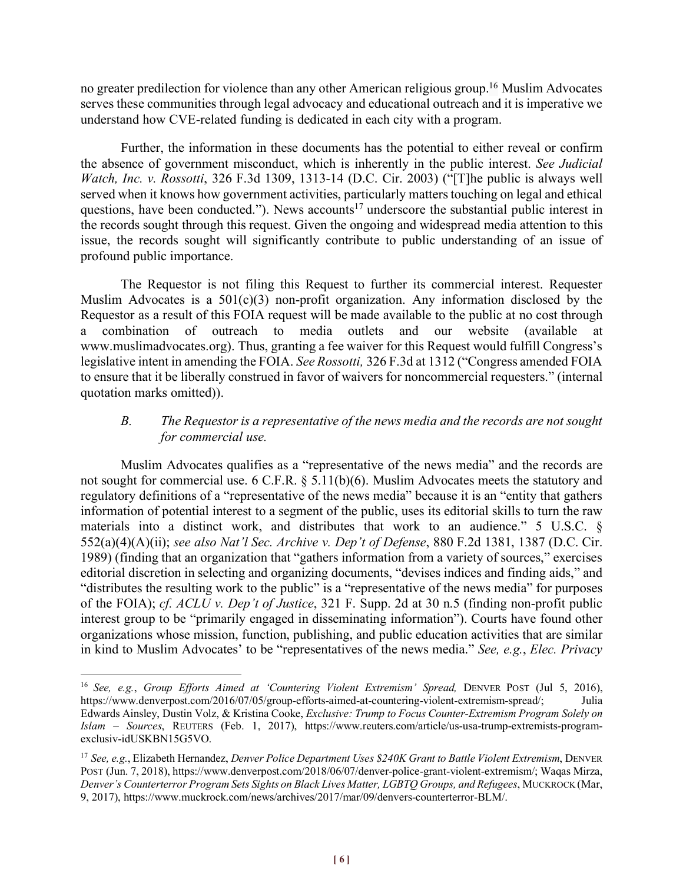no greater predilection for violence than any other American religious group.[16] Muslim Advocates serves these communities through legal advocacy and educational outreach and it is imperative we understand how CVE-related funding is dedicated in each city with a program.

Further, the information in these documents has the potential to either reveal or confirm the absence of government misconduct, which is inherently in the public interest. *See Judicial Watch, Inc. v. Rossotti*, 326 F.3d 1309, 1313-14 (D.C. Cir. 2003) ("[T]he public is always well served when it knows how government activities, particularly matters touching on legal and ethical questions, have been conducted."). News accounts[17] underscore the substantial public interest in the records sought through this request. Given the ongoing and widespread media attention to this issue, the records sought will significantly contribute to public understanding of an issue of profound public importance.

The Requestor is not filing this Request to further its commercial interest. Requester Muslim Advocates is a 501(c)(3) non-profit organization. Any information disclosed by the Requestor as a result of this FOIA request will be made available to the public at no cost through a combination of outreach to media outlets and our website (available at www.muslimadvocates.org). Thus, granting a fee waiver for this Request would fulfill Congress's legislative intent in amending the FOIA. *See Rossotti,* 326 F.3d at 1312 ("Congress amended FOIA to ensure that it be liberally construed in favor of waivers for noncommercial requesters." (internal quotation marks omitted)).

*B. The Requestor is a representative of the news media and the records are not sought for commercial use.*

Muslim Advocates qualifies as a "representative of the news media" and the records are not sought for commercial use. 6 C.F.R. § 5.11(b)(6). Muslim Advocates meets the statutory and regulatory definitions of a "representative of the news media" because it is an "entity that gathers information of potential interest to a segment of the public, uses its editorial skills to turn the raw materials into a distinct work, and distributes that work to an audience." 5 U.S.C. § 552(a)(4)(A)(ii); *see also Nat'l Sec. Archive v. Dep't of Defense*, 880 F.2d 1381, 1387 (D.C. Cir. 1989) (finding that an organization that "gathers information from a variety of sources," exercises editorial discretion in selecting and organizing documents, "devises indices and finding aids," and "distributes the resulting work to the public" is a "representative of the news media" for purposes of the FOIA); *cf. ACLU v. Dep't of Justice*, 321 F. Supp. 2d at 30 n.5 (finding non-profit public interest group to be "primarily engaged in disseminating information"). Courts have found other organizations whose mission, function, publishing, and public education activities that are similar in kind to Muslim Advocates' to be "representatives of the news media." *See, e.g.*, *Elec. Privacy*

---

[16] *See, e.g.*, *Group Efforts Aimed at 'Countering Violent Extremism' Spread,* DENVER POST (Jul 5, 2016), https://www.denverpost.com/2016/07/05/group-efforts-aimed-at-countering-violent-extremism-spread/; Julia Edwards Ainsley, Dustin Volz, & Kristina Cooke, *Exclusive: Trump to Focus Counter-Extremism Program Solely on Islam – Sources*, REUTERS (Feb. 1, 2017), https://www.reuters.com/article/us-usa-trump-extremists-program-exclusiv-idUSKBN15G5VO.

[17] *See, e.g.*, Elizabeth Hernandez, *Denver Police Department Uses $240K Grant to Battle Violent Extremism*, DENVER POST (Jun. 7, 2018), https://www.denverpost.com/2018/06/07/denver-police-grant-violent-extremism/; Waqas Mirza, *Denver's Counterterror Program Sets Sights on Black Lives Matter, LGBTQ Groups, and Refugees*, MUCKROCK (Mar, 9, 2017), https://www.muckrock.com/news/archives/2017/mar/09/denvers-counterterror-BLM/.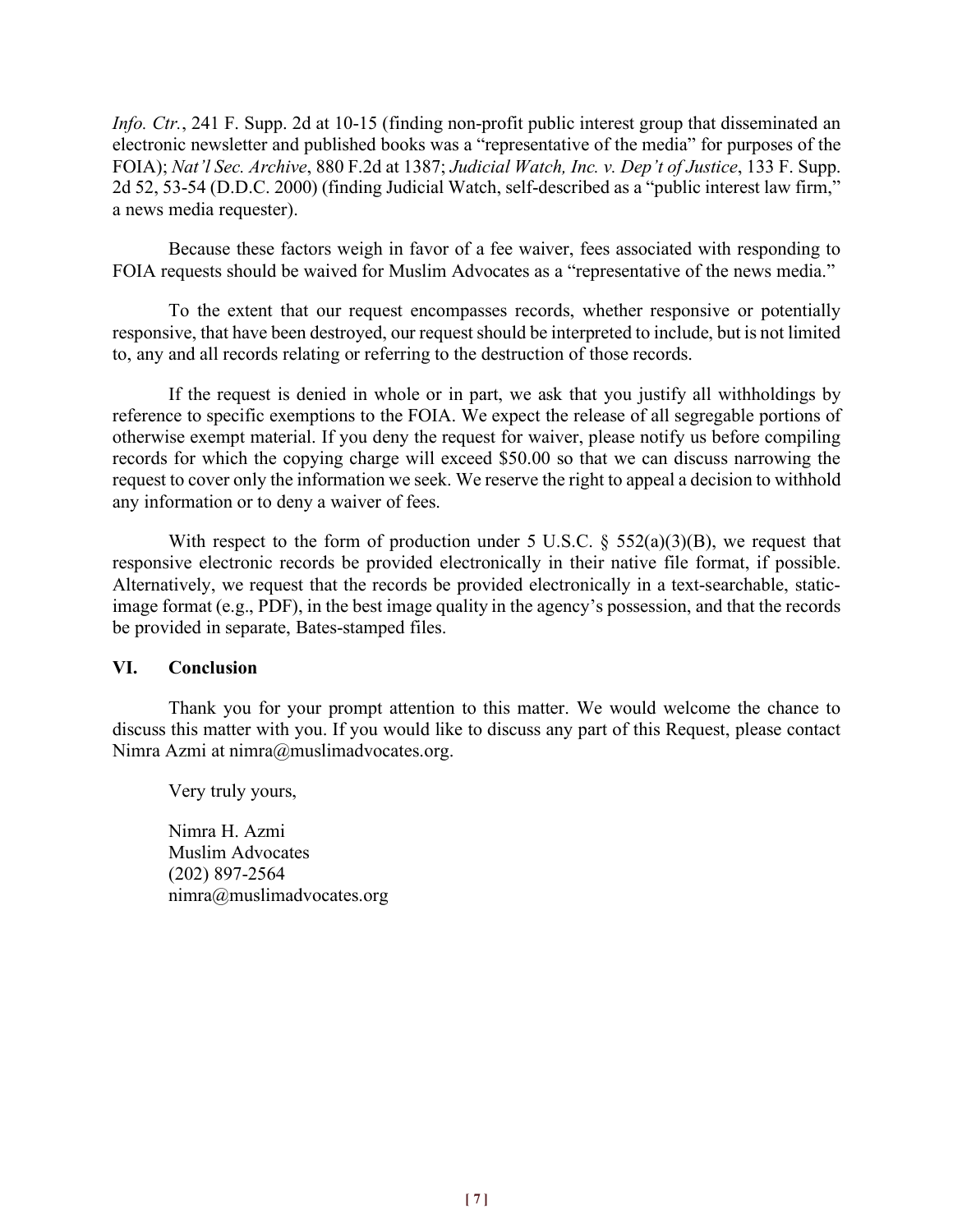*Info. Ctr.*, 241 F. Supp. 2d at 10-15 (finding non-profit public interest group that disseminated an electronic newsletter and published books was a "representative of the media" for purposes of the FOIA); *Nat'l Sec. Archive*, 880 F.2d at 1387; *Judicial Watch, Inc. v. Dep't of Justice*, 133 F. Supp. 2d 52, 53-54 (D.D.C. 2000) (finding Judicial Watch, self-described as a "public interest law firm," a news media requester).

Because these factors weigh in favor of a fee waiver, fees associated with responding to FOIA requests should be waived for Muslim Advocates as a "representative of the news media."

To the extent that our request encompasses records, whether responsive or potentially responsive, that have been destroyed, our request should be interpreted to include, but is not limited to, any and all records relating or referring to the destruction of those records.

If the request is denied in whole or in part, we ask that you justify all withholdings by reference to specific exemptions to the FOIA. We expect the release of all segregable portions of otherwise exempt material. If you deny the request for waiver, please notify us before compiling records for which the copying charge will exceed $50.00 so that we can discuss narrowing the request to cover only the information we seek. We reserve the right to appeal a decision to withhold any information or to deny a waiver of fees.

With respect to the form of production under 5 U.S.C. § 552(a)(3)(B), we request that responsive electronic records be provided electronically in their native file format, if possible. Alternatively, we request that the records be provided electronically in a text-searchable, static-image format (e.g., PDF), in the best image quality in the agency's possession, and that the records be provided in separate, Bates-stamped files.

## VI. Conclusion

Thank you for your prompt attention to this matter. We would welcome the chance to discuss this matter with you. If you would like to discuss any part of this Request, please contact Nimra Azmi at nimra@muslimadvocates.org.

Very truly yours,

Nimra H. Azmi
Muslim Advocates
(202) 897-2564
nimra@muslimadvocates.org